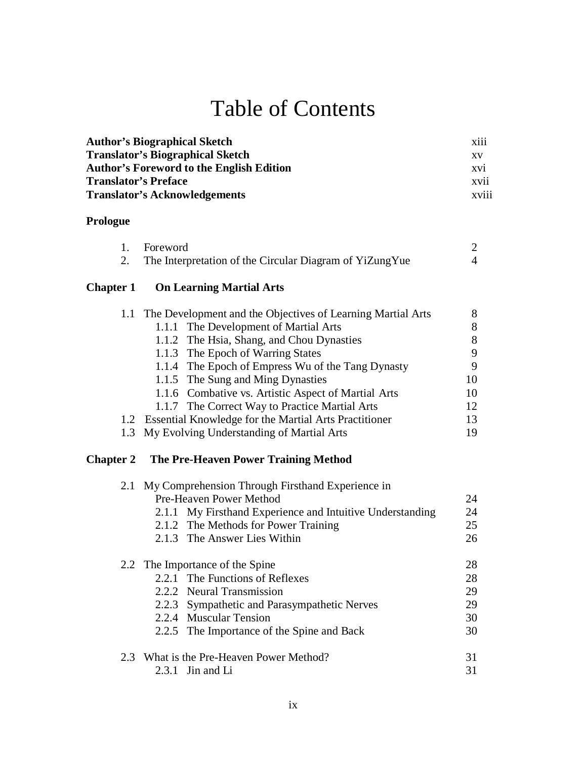# Table of Contents

**Author's Biographical Sketch** xiii
**Translator's Biographical Sketch** xv
**Author's Foreword to the English Edition** xvi
**Translator's Preface** xvii
**Translator's Acknowledgements** xviii

**Prologue**

1. Foreword 2
2. The Interpretation of the Circular Diagram of YiZungYue 4

**Chapter 1 On Learning Martial Arts**

- 1.1 The Development and the Objectives of Learning Martial Arts 8
  - 1.1.1 The Development of Martial Arts 8
  - 1.1.2 The Hsia, Shang, and Chou Dynasties 8
  - 1.1.3 The Epoch of Warring States 9
  - 1.1.4 The Epoch of Empress Wu of the Tang Dynasty 9
  - 1.1.5 The Sung and Ming Dynasties 10
  - 1.1.6 Combative vs. Artistic Aspect of Martial Arts 10
  - 1.1.7 The Correct Way to Practice Martial Arts 12
- 1.2 Essential Knowledge for the Martial Arts Practitioner 13
- 1.3 My Evolving Understanding of Martial Arts 19

**Chapter 2 The Pre-Heaven Power Training Method**

- 2.1 My Comprehension Through Firsthand Experience in Pre-Heaven Power Method 24
  - 2.1.1 My Firsthand Experience and Intuitive Understanding 24
  - 2.1.2 The Methods for Power Training 25
  - 2.1.3 The Answer Lies Within 26

- 2.2 The Importance of the Spine 28
  - 2.2.1 The Functions of Reflexes 28
  - 2.2.2 Neural Transmission 29
  - 2.2.3 Sympathetic and Parasympathetic Nerves 29
  - 2.2.4 Muscular Tension 30
  - 2.2.5 The Importance of the Spine and Back 30

- 2.3 What is the Pre-Heaven Power Method? 31
  - 2.3.1 Jin and Li 31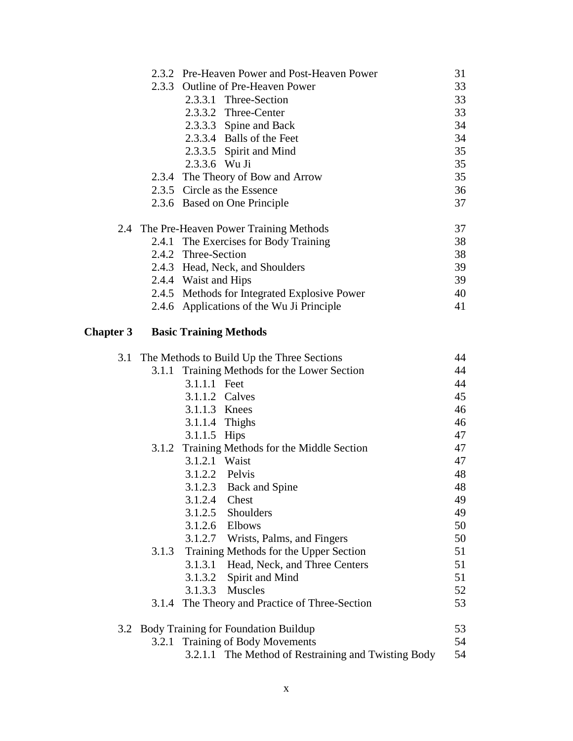2.3.2 Pre-Heaven Power and Post-Heaven Power 31
2.3.3 Outline of Pre-Heaven Power 33
2.3.3.1 Three-Section 33
2.3.3.2 Three-Center 33
2.3.3.3 Spine and Back 34
2.3.3.4 Balls of the Feet 34
2.3.3.5 Spirit and Mind 35
2.3.3.6 Wu Ji 35
2.3.4 The Theory of Bow and Arrow 35
2.3.5 Circle as the Essence 36
2.3.6 Based on One Principle 37

2.4 The Pre-Heaven Power Training Methods 37
2.4.1 The Exercises for Body Training 38
2.4.2 Three-Section 38
2.4.3 Head, Neck, and Shoulders 39
2.4.4 Waist and Hips 39
2.4.5 Methods for Integrated Explosive Power 40
2.4.6 Applications of the Wu Ji Principle 41

**Chapter 3 Basic Training Methods**

3.1 The Methods to Build Up the Three Sections 44
3.1.1 Training Methods for the Lower Section 44
3.1.1.1 Feet 44
3.1.1.2 Calves 45
3.1.1.3 Knees 46
3.1.1.4 Thighs 46
3.1.1.5 Hips 47
3.1.2 Training Methods for the Middle Section 47
3.1.2.1 Waist 47
3.1.2.2 Pelvis 48
3.1.2.3 Back and Spine 48
3.1.2.4 Chest 49
3.1.2.5 Shoulders 49
3.1.2.6 Elbows 50
3.1.2.7 Wrists, Palms, and Fingers 50
3.1.3 Training Methods for the Upper Section 51
3.1.3.1 Head, Neck, and Three Centers 51
3.1.3.2 Spirit and Mind 51
3.1.3.3 Muscles 52
3.1.4 The Theory and Practice of Three-Section 53

3.2 Body Training for Foundation Buildup 53
3.2.1 Training of Body Movements 54
3.2.1.1 The Method of Restraining and Twisting Body 54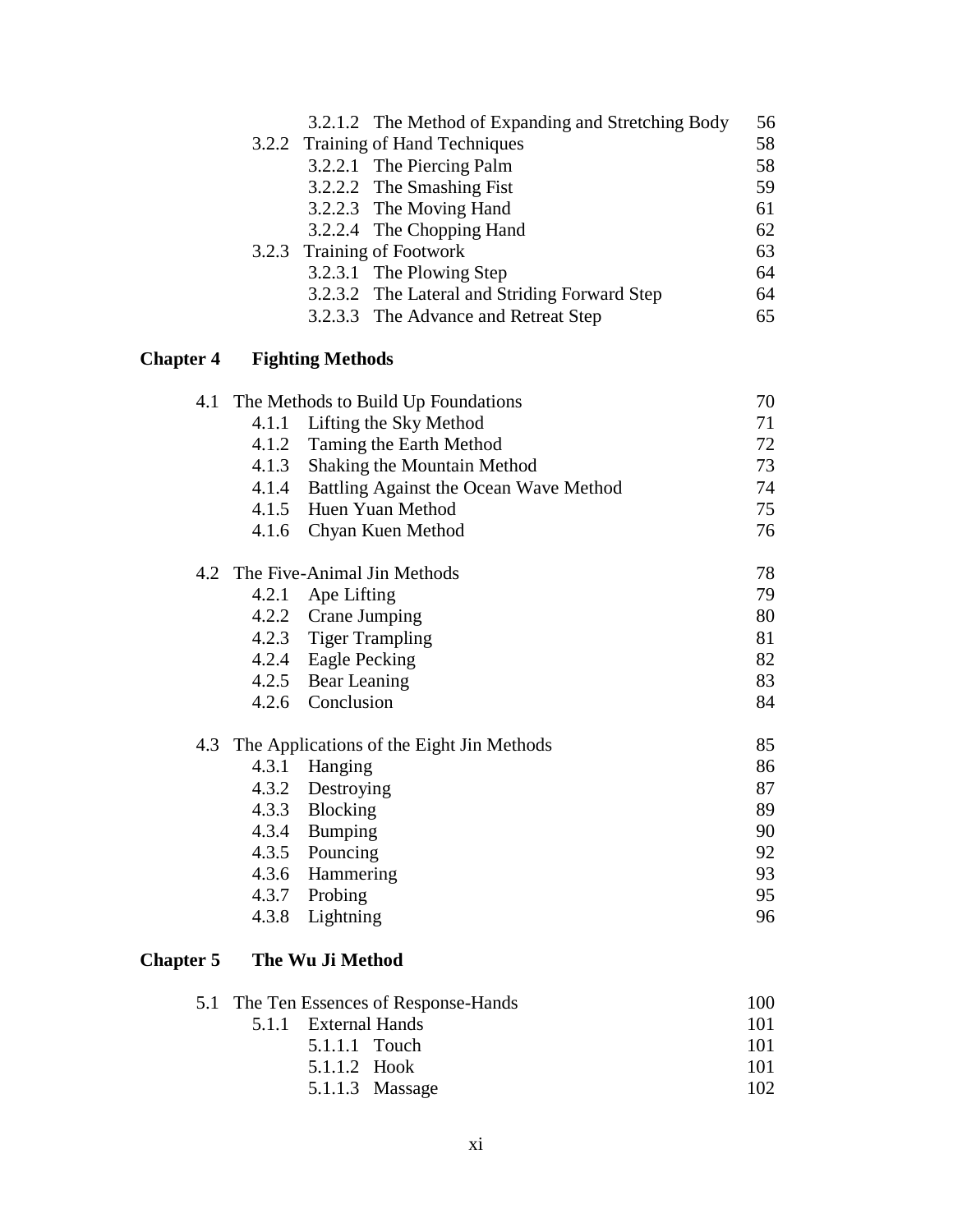| | |
|---|---|
| 3.2.1.2 The Method of Expanding and Stretching Body | 56 |
| 3.2.2 Training of Hand Techniques | 58 |
| 3.2.2.1 The Piercing Palm | 58 |
| 3.2.2.2 The Smashing Fist | 59 |
| 3.2.2.3 The Moving Hand | 61 |
| 3.2.2.4 The Chopping Hand | 62 |
| 3.2.3 Training of Footwork | 63 |
| 3.2.3.1 The Plowing Step | 64 |
| 3.2.3.2 The Lateral and Striding Forward Step | 64 |
| 3.2.3.3 The Advance and Retreat Step | 65 |

**Chapter 4 Fighting Methods**

| | |
|---|---|
| 4.1 The Methods to Build Up Foundations | 70 |
| 4.1.1 Lifting the Sky Method | 71 |
| 4.1.2 Taming the Earth Method | 72 |
| 4.1.3 Shaking the Mountain Method | 73 |
| 4.1.4 Battling Against the Ocean Wave Method | 74 |
| 4.1.5 Huen Yuan Method | 75 |
| 4.1.6 Chyan Kuen Method | 76 |
| 4.2 The Five-Animal Jin Methods | 78 |
| 4.2.1 Ape Lifting | 79 |
| 4.2.2 Crane Jumping | 80 |
| 4.2.3 Tiger Trampling | 81 |
| 4.2.4 Eagle Pecking | 82 |
| 4.2.5 Bear Leaning | 83 |
| 4.2.6 Conclusion | 84 |
| 4.3 The Applications of the Eight Jin Methods | 85 |
| 4.3.1 Hanging | 86 |
| 4.3.2 Destroying | 87 |
| 4.3.3 Blocking | 89 |
| 4.3.4 Bumping | 90 |
| 4.3.5 Pouncing | 92 |
| 4.3.6 Hammering | 93 |
| 4.3.7 Probing | 95 |
| 4.3.8 Lightning | 96 |

**Chapter 5 The Wu Ji Method**

| | |
|---|---|
| 5.1 The Ten Essences of Response-Hands | 100 |
| 5.1.1 External Hands | 101 |
| 5.1.1.1 Touch | 101 |
| 5.1.1.2 Hook | 101 |
| 5.1.1.3 Massage | 102 |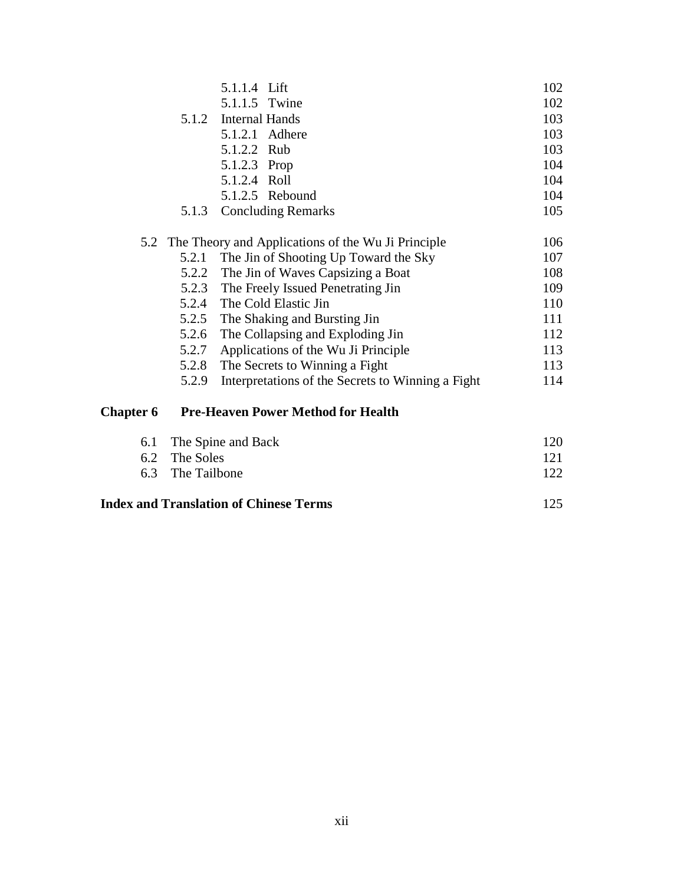| | | |
|---|---|---|
| | 5.1.1.4 Lift | 102 |
| | 5.1.1.5 Twine | 102 |
| 5.1.2 | Internal Hands | 103 |
| | 5.1.2.1 Adhere | 103 |
| | 5.1.2.2 Rub | 103 |
| | 5.1.2.3 Prop | 104 |
| | 5.1.2.4 Roll | 104 |
| | 5.1.2.5 Rebound | 104 |
| 5.1.3 | Concluding Remarks | 105 |
| 5.2 | The Theory and Applications of the Wu Ji Principle | 106 |
| 5.2.1 | The Jin of Shooting Up Toward the Sky | 107 |
| 5.2.2 | The Jin of Waves Capsizing a Boat | 108 |
| 5.2.3 | The Freely Issued Penetrating Jin | 109 |
| 5.2.4 | The Cold Elastic Jin | 110 |
| 5.2.5 | The Shaking and Bursting Jin | 111 |
| 5.2.6 | The Collapsing and Exploding Jin | 112 |
| 5.2.7 | Applications of the Wu Ji Principle | 113 |
| 5.2.8 | The Secrets to Winning a Fight | 113 |
| 5.2.9 | Interpretations of the Secrets to Winning a Fight | 114 |

**Chapter 6 Pre-Heaven Power Method for Health**

| | | |
|---|---|---|
| 6.1 | The Spine and Back | 120 |
| 6.2 | The Soles | 121 |
| 6.3 | The Tailbone | 122 |

**Index and Translation of Chinese Terms** 125